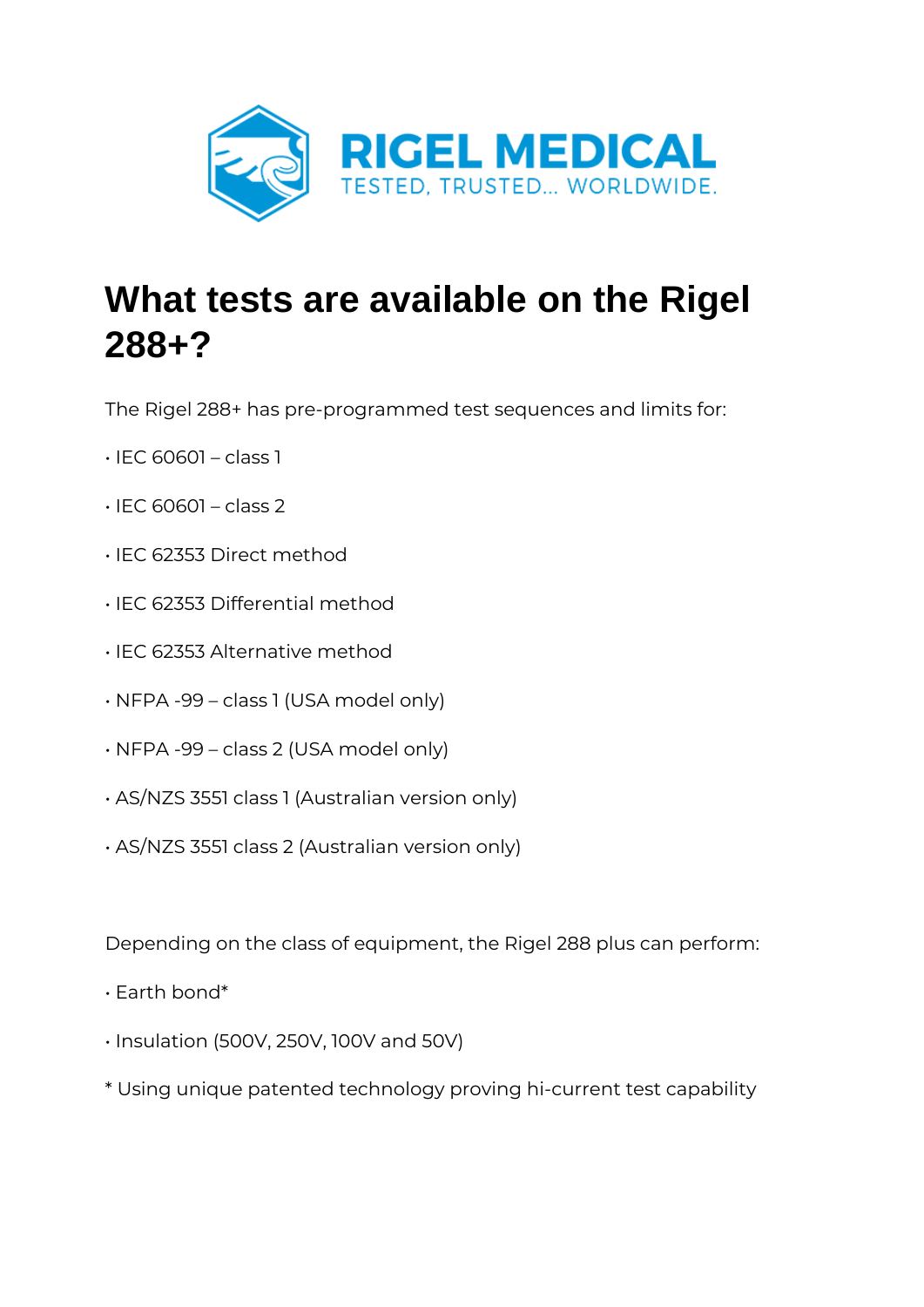RIGEL MEDICAL
TESTED, TRUSTED... WORLDWIDE.

# What tests are available on the Rigel 288+?

The Rigel 288+ has pre-programmed test sequences and limits for:

• IEC 60601 – class 1

• IEC 60601 – class 2

• IEC 62353 Direct method

• IEC 62353 Differential method

• IEC 62353 Alternative method

• NFPA -99 – class 1 (USA model only)

• NFPA -99 – class 2 (USA model only)

• AS/NZS 3551 class 1 (Australian version only)

• AS/NZS 3551 class 2 (Australian version only)

Depending on the class of equipment, the Rigel 288 plus can perform:

• Earth bond*

• Insulation (500V, 250V, 100V and 50V)

* Using unique patented technology proving hi-current test capability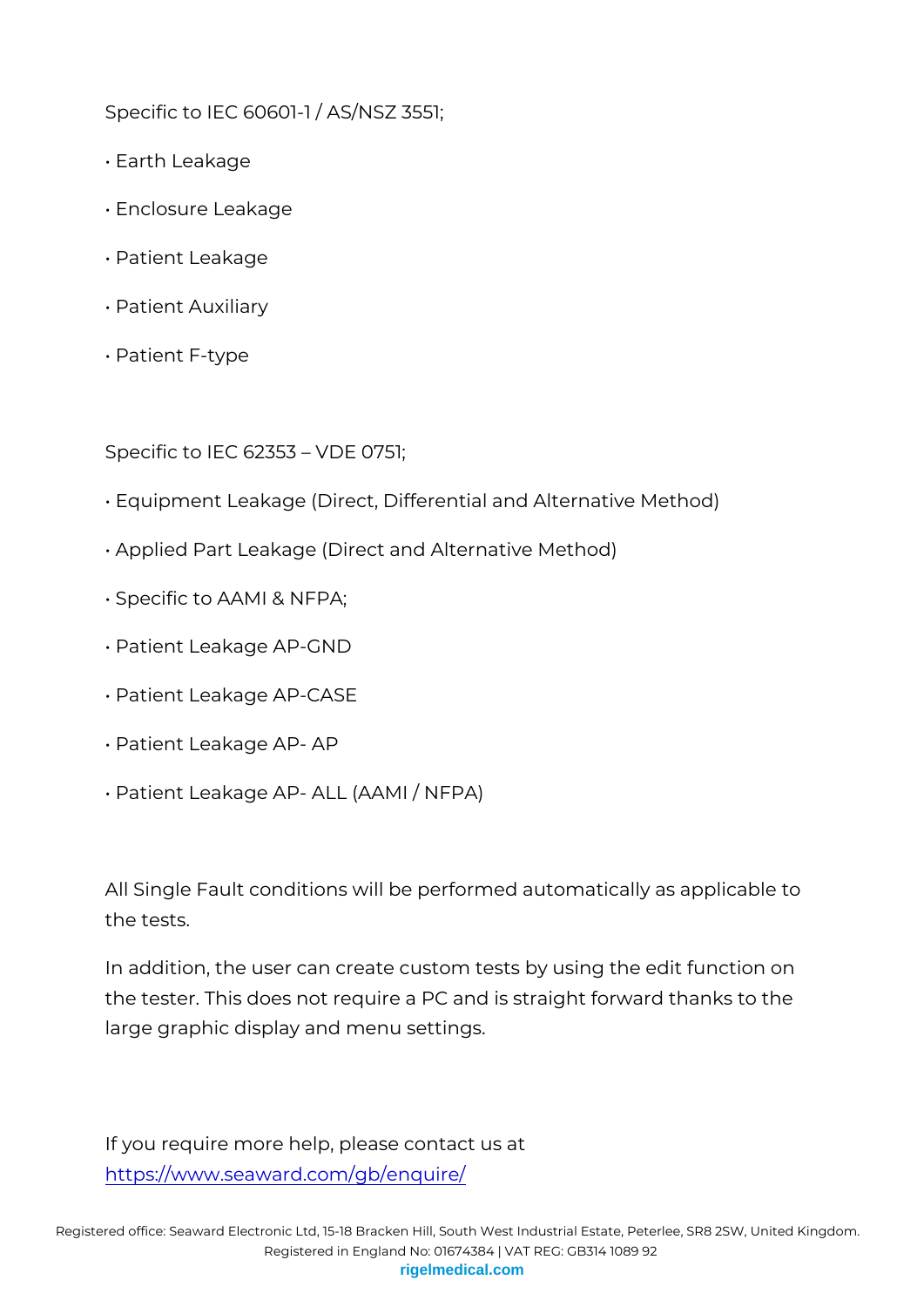Specific to IEC 60601-1 / AS/NSZ 3551;

- Earth Leakage
- Enclosure Leakage
- Patient Leakage
- Patient Auxiliary
- Patient F-type

Specific to IEC 62353 – VDE 0751;

- Equipment Leakage (Direct, Differential and Alternative Method)
- Applied Part Leakage (Direct and Alternative Method)
- Specific to AAMI & NFPA;
- Patient Leakage AP-GND
- Patient Leakage AP-CASE
- Patient Leakage AP- AP
- Patient Leakage AP- ALL (AAMI / NFPA)

All Single Fault conditions will be performed automatically as applicable to the tests.

In addition, the user can create custom tests by using the edit function on the tester. This does not require a PC and is straight forward thanks to the large graphic display and menu settings.

If you require more help, please contact us at [https://www.seaward.com/gb/enquire/](https://www.seaward.com/gb/enquire/)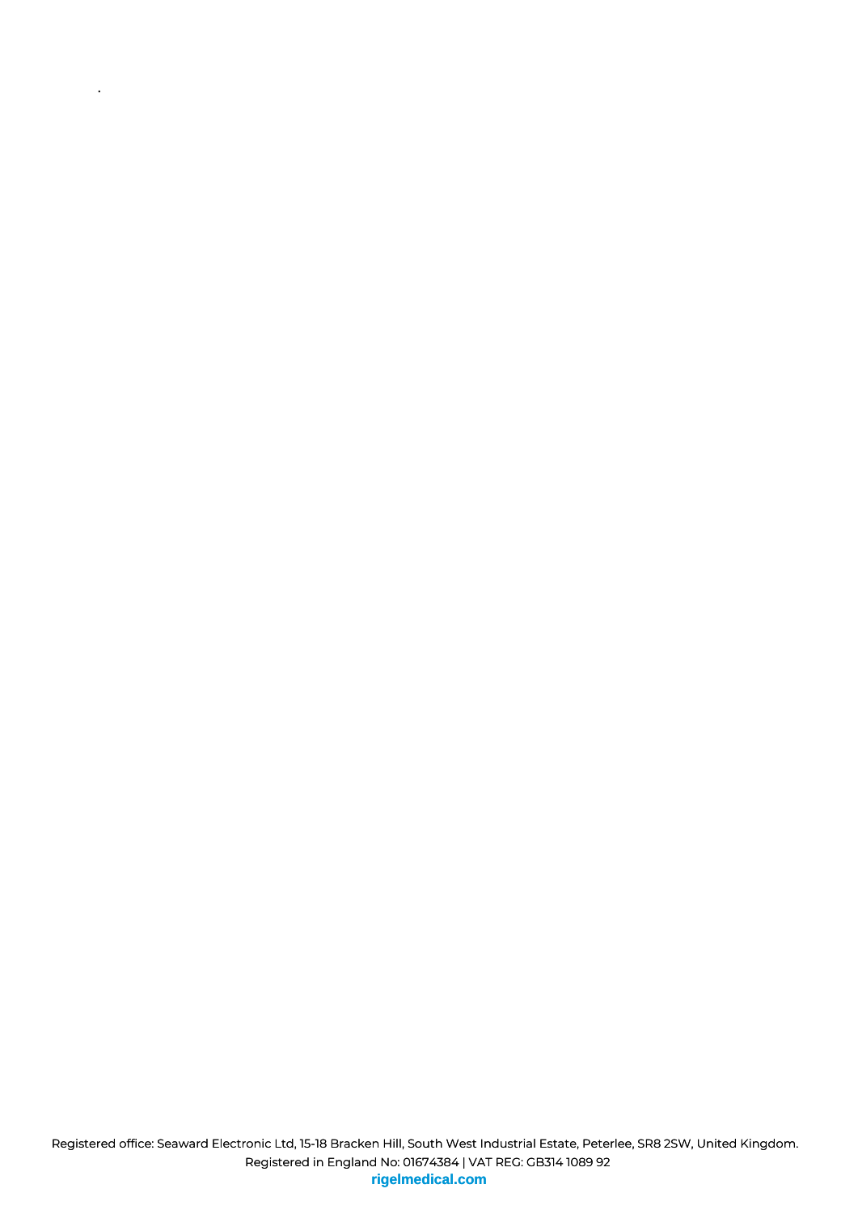Registered office: Seaward Electronic Ltd, 15-18 Bracken Hill, South West Industrial Estate, Peterlee, SR8 2SW, United Kingdom.
Registered in England No: 01674384 | VAT REG: GB314 1089 92
**rigelmedical.com**